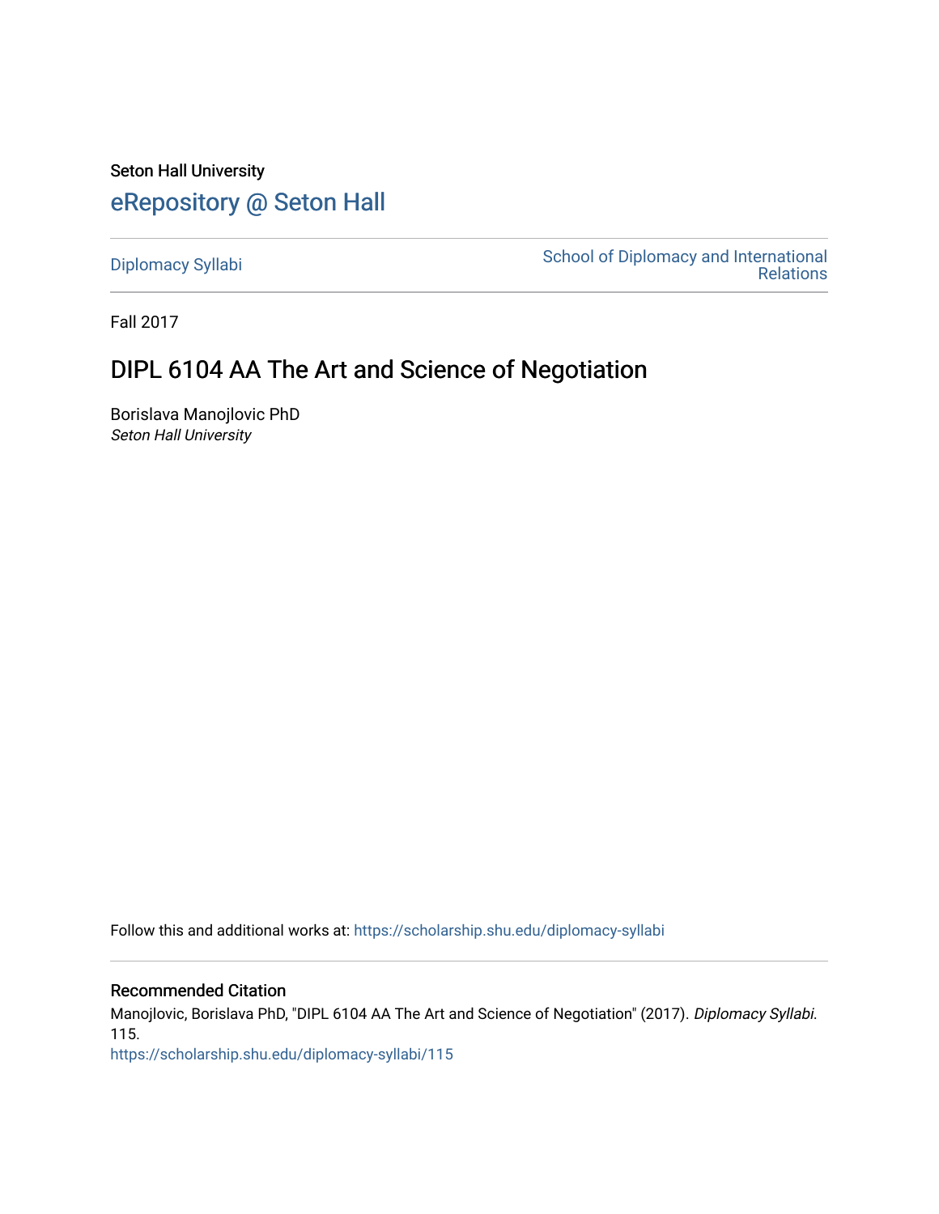Seton Hall University

# eRepository @ Seton Hall

Diplomacy Syllabi

School of Diplomacy and International Relations

Fall 2017

## DIPL 6104 AA The Art and Science of Negotiation

Borislava Manojlovic PhD
*Seton Hall University*

Follow this and additional works at: https://scholarship.shu.edu/diplomacy-syllabi

### Recommended Citation

Manojlovic, Borislava PhD, "DIPL 6104 AA The Art and Science of Negotiation" (2017). *Diplomacy Syllabi*. 115.
https://scholarship.shu.edu/diplomacy-syllabi/115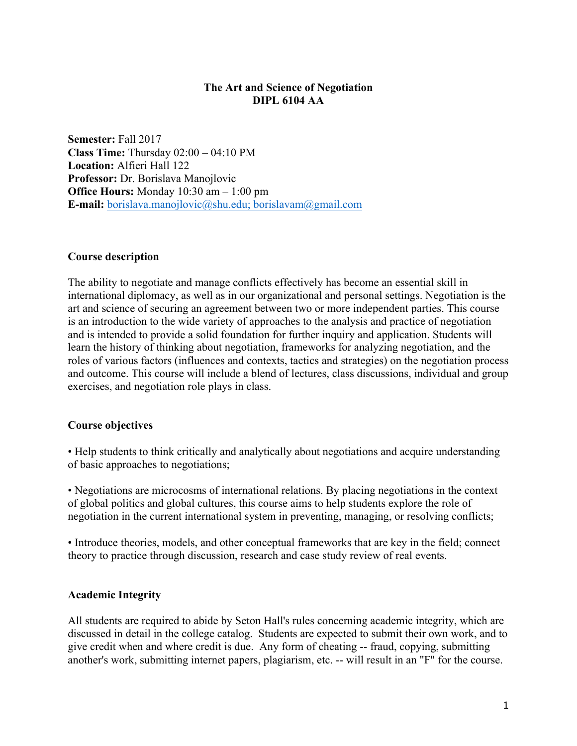**The Art and Science of Negotiation**
**DIPL 6104 AA**

**Semester:** Fall 2017
**Class Time:** Thursday 02:00 – 04:10 PM
**Location:** Alfieri Hall 122
**Professor:** Dr. Borislava Manojlovic
**Office Hours:** Monday 10:30 am – 1:00 pm
**E-mail:** borislava.manojlovic@shu.edu; borislavam@gmail.com

## Course description

The ability to negotiate and manage conflicts effectively has become an essential skill in international diplomacy, as well as in our organizational and personal settings. Negotiation is the art and science of securing an agreement between two or more independent parties. This course is an introduction to the wide variety of approaches to the analysis and practice of negotiation and is intended to provide a solid foundation for further inquiry and application. Students will learn the history of thinking about negotiation, frameworks for analyzing negotiation, and the roles of various factors (influences and contexts, tactics and strategies) on the negotiation process and outcome. This course will include a blend of lectures, class discussions, individual and group exercises, and negotiation role plays in class.

## Course objectives

• Help students to think critically and analytically about negotiations and acquire understanding of basic approaches to negotiations;

• Negotiations are microcosms of international relations. By placing negotiations in the context of global politics and global cultures, this course aims to help students explore the role of negotiation in the current international system in preventing, managing, or resolving conflicts;

• Introduce theories, models, and other conceptual frameworks that are key in the field; connect theory to practice through discussion, research and case study review of real events.

## Academic Integrity

All students are required to abide by Seton Hall's rules concerning academic integrity, which are discussed in detail in the college catalog. Students are expected to submit their own work, and to give credit when and where credit is due. Any form of cheating -- fraud, copying, submitting another's work, submitting internet papers, plagiarism, etc. -- will result in an "F" for the course.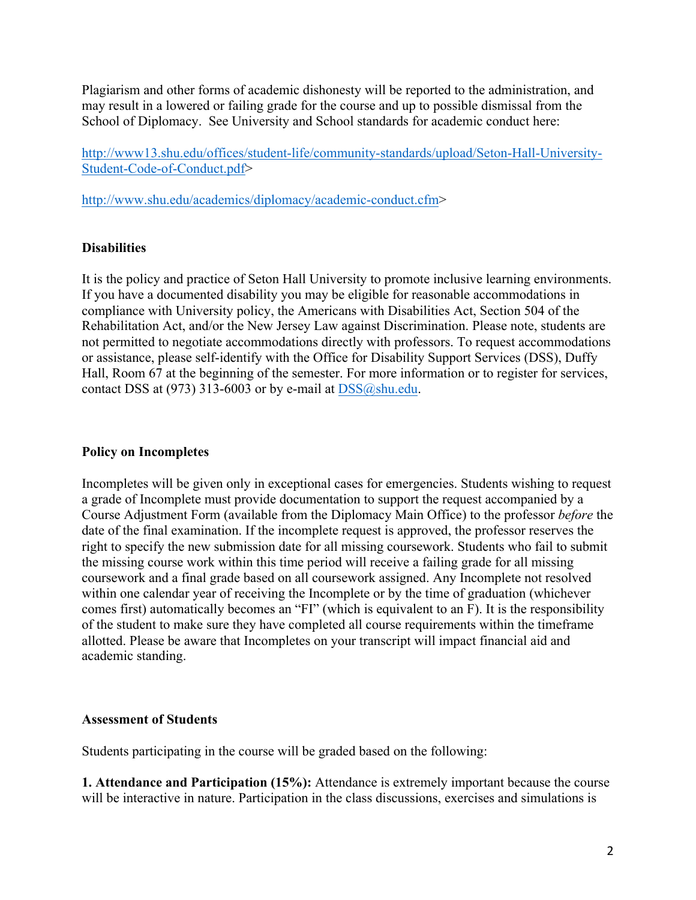Plagiarism and other forms of academic dishonesty will be reported to the administration, and may result in a lowered or failing grade for the course and up to possible dismissal from the School of Diplomacy. See University and School standards for academic conduct here:

http://www13.shu.edu/offices/student-life/community-standards/upload/Seton-Hall-University-Student-Code-of-Conduct.pdf>

http://www.shu.edu/academics/diplomacy/academic-conduct.cfm>

**Disabilities**

It is the policy and practice of Seton Hall University to promote inclusive learning environments. If you have a documented disability you may be eligible for reasonable accommodations in compliance with University policy, the Americans with Disabilities Act, Section 504 of the Rehabilitation Act, and/or the New Jersey Law against Discrimination. Please note, students are not permitted to negotiate accommodations directly with professors. To request accommodations or assistance, please self-identify with the Office for Disability Support Services (DSS), Duffy Hall, Room 67 at the beginning of the semester. For more information or to register for services, contact DSS at (973) 313-6003 or by e-mail at DSS@shu.edu.

**Policy on Incompletes**

Incompletes will be given only in exceptional cases for emergencies. Students wishing to request a grade of Incomplete must provide documentation to support the request accompanied by a Course Adjustment Form (available from the Diplomacy Main Office) to the professor *before* the date of the final examination. If the incomplete request is approved, the professor reserves the right to specify the new submission date for all missing coursework. Students who fail to submit the missing course work within this time period will receive a failing grade for all missing coursework and a final grade based on all coursework assigned. Any Incomplete not resolved within one calendar year of receiving the Incomplete or by the time of graduation (whichever comes first) automatically becomes an "FI" (which is equivalent to an F). It is the responsibility of the student to make sure they have completed all course requirements within the timeframe allotted. Please be aware that Incompletes on your transcript will impact financial aid and academic standing.

**Assessment of Students**

Students participating in the course will be graded based on the following:

**1. Attendance and Participation (15%):** Attendance is extremely important because the course will be interactive in nature. Participation in the class discussions, exercises and simulations is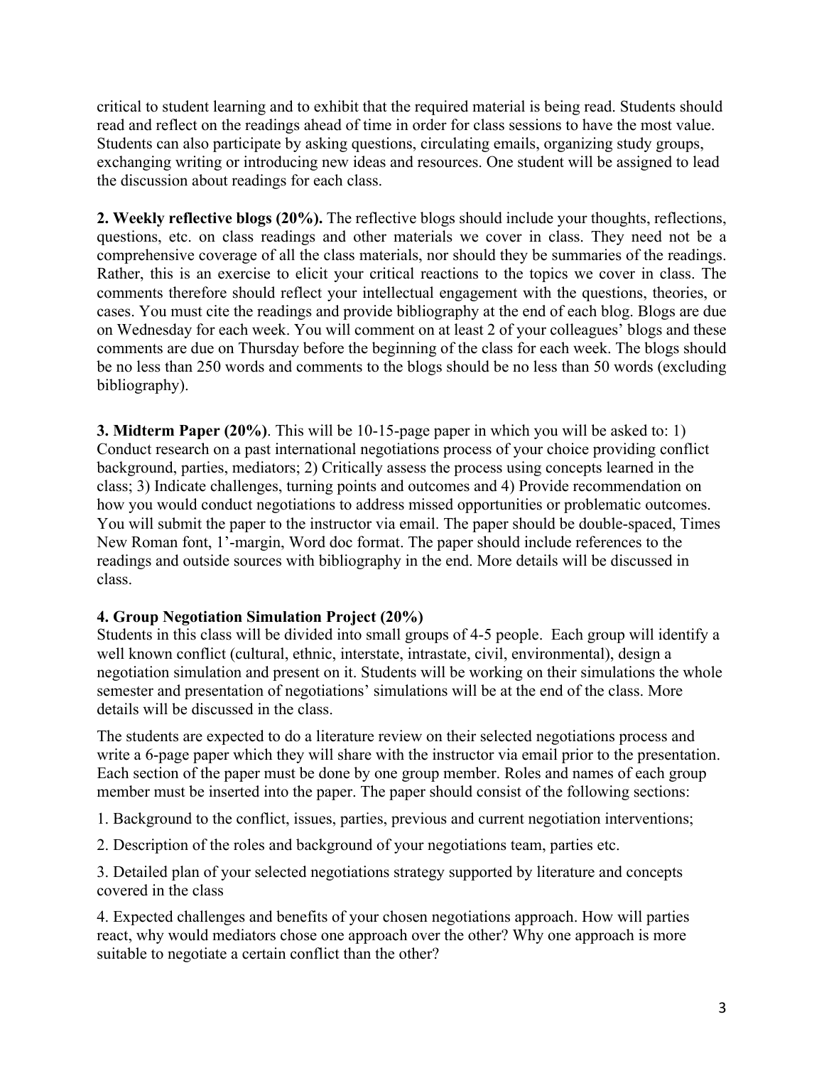critical to student learning and to exhibit that the required material is being read. Students should read and reflect on the readings ahead of time in order for class sessions to have the most value. Students can also participate by asking questions, circulating emails, organizing study groups, exchanging writing or introducing new ideas and resources. One student will be assigned to lead the discussion about readings for each class.

**2. Weekly reflective blogs (20%).** The reflective blogs should include your thoughts, reflections, questions, etc. on class readings and other materials we cover in class. They need not be a comprehensive coverage of all the class materials, nor should they be summaries of the readings. Rather, this is an exercise to elicit your critical reactions to the topics we cover in class. The comments therefore should reflect your intellectual engagement with the questions, theories, or cases. You must cite the readings and provide bibliography at the end of each blog. Blogs are due on Wednesday for each week. You will comment on at least 2 of your colleagues' blogs and these comments are due on Thursday before the beginning of the class for each week. The blogs should be no less than 250 words and comments to the blogs should be no less than 50 words (excluding bibliography).

**3. Midterm Paper (20%)**. This will be 10-15-page paper in which you will be asked to: 1) Conduct research on a past international negotiations process of your choice providing conflict background, parties, mediators; 2) Critically assess the process using concepts learned in the class; 3) Indicate challenges, turning points and outcomes and 4) Provide recommendation on how you would conduct negotiations to address missed opportunities or problematic outcomes. You will submit the paper to the instructor via email. The paper should be double-spaced, Times New Roman font, 1'-margin, Word doc format. The paper should include references to the readings and outside sources with bibliography in the end. More details will be discussed in class.

**4. Group Negotiation Simulation Project (20%)**

Students in this class will be divided into small groups of 4-5 people. Each group will identify a well known conflict (cultural, ethnic, interstate, intrastate, civil, environmental), design a negotiation simulation and present on it. Students will be working on their simulations the whole semester and presentation of negotiations' simulations will be at the end of the class. More details will be discussed in the class.

The students are expected to do a literature review on their selected negotiations process and write a 6-page paper which they will share with the instructor via email prior to the presentation. Each section of the paper must be done by one group member. Roles and names of each group member must be inserted into the paper. The paper should consist of the following sections:

1. Background to the conflict, issues, parties, previous and current negotiation interventions;

2. Description of the roles and background of your negotiations team, parties etc.

3. Detailed plan of your selected negotiations strategy supported by literature and concepts covered in the class

4. Expected challenges and benefits of your chosen negotiations approach. How will parties react, why would mediators chose one approach over the other? Why one approach is more suitable to negotiate a certain conflict than the other?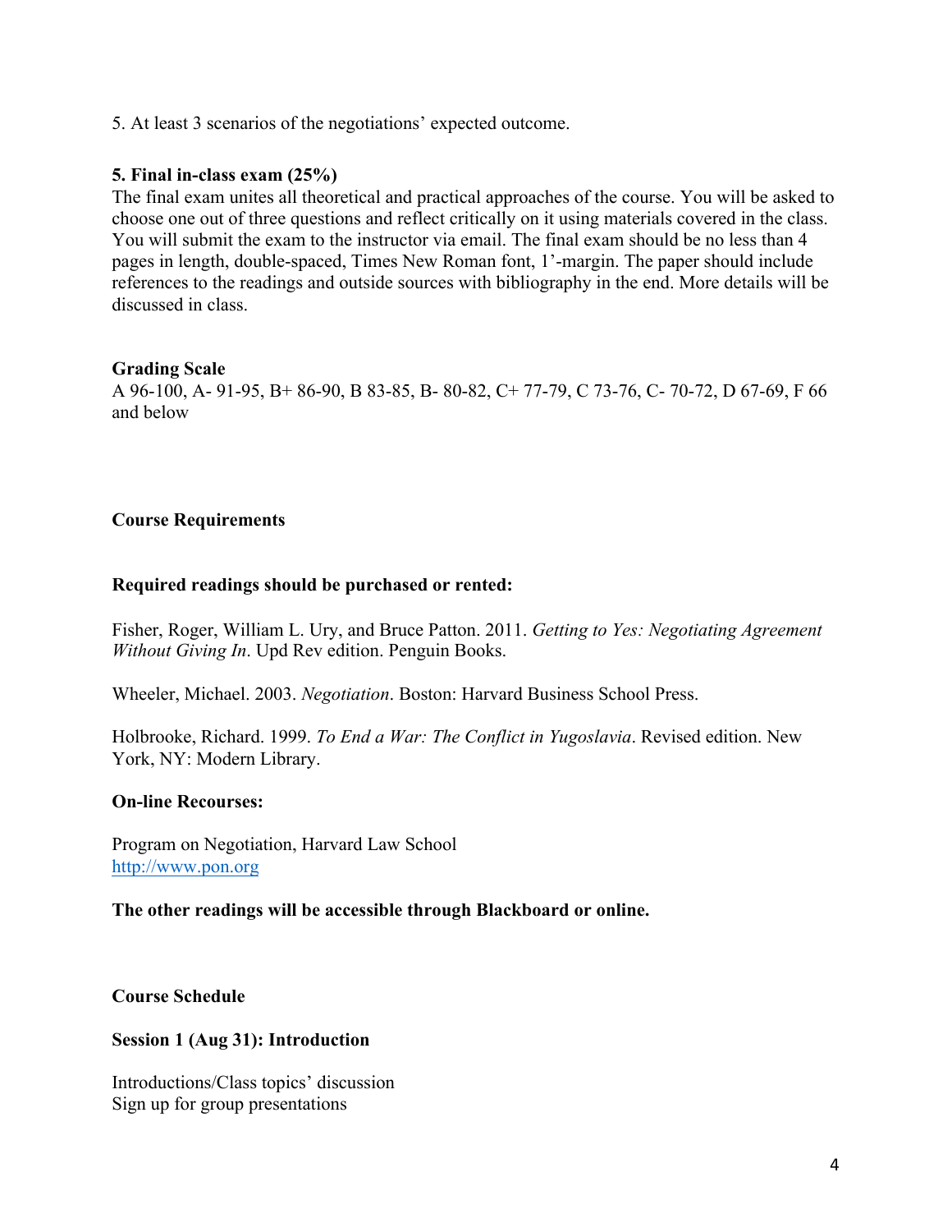5. At least 3 scenarios of the negotiations' expected outcome.

**5. Final in-class exam (25%)**

The final exam unites all theoretical and practical approaches of the course. You will be asked to choose one out of three questions and reflect critically on it using materials covered in the class. You will submit the exam to the instructor via email. The final exam should be no less than 4 pages in length, double-spaced, Times New Roman font, 1'-margin. The paper should include references to the readings and outside sources with bibliography in the end. More details will be discussed in class.

**Grading Scale**

A 96-100, A- 91-95, B+ 86-90, B 83-85, B- 80-82, C+ 77-79, C 73-76, C- 70-72, D 67-69, F 66 and below

**Course Requirements**

**Required readings should be purchased or rented:**

Fisher, Roger, William L. Ury, and Bruce Patton. 2011. *Getting to Yes: Negotiating Agreement Without Giving In*. Upd Rev edition. Penguin Books.

Wheeler, Michael. 2003. *Negotiation*. Boston: Harvard Business School Press.

Holbrooke, Richard. 1999. *To End a War: The Conflict in Yugoslavia*. Revised edition. New York, NY: Modern Library.

**On-line Recourses:**

Program on Negotiation, Harvard Law School
http://www.pon.org

**The other readings will be accessible through Blackboard or online.**

**Course Schedule**

**Session 1 (Aug 31): Introduction**

Introductions/Class topics' discussion
Sign up for group presentations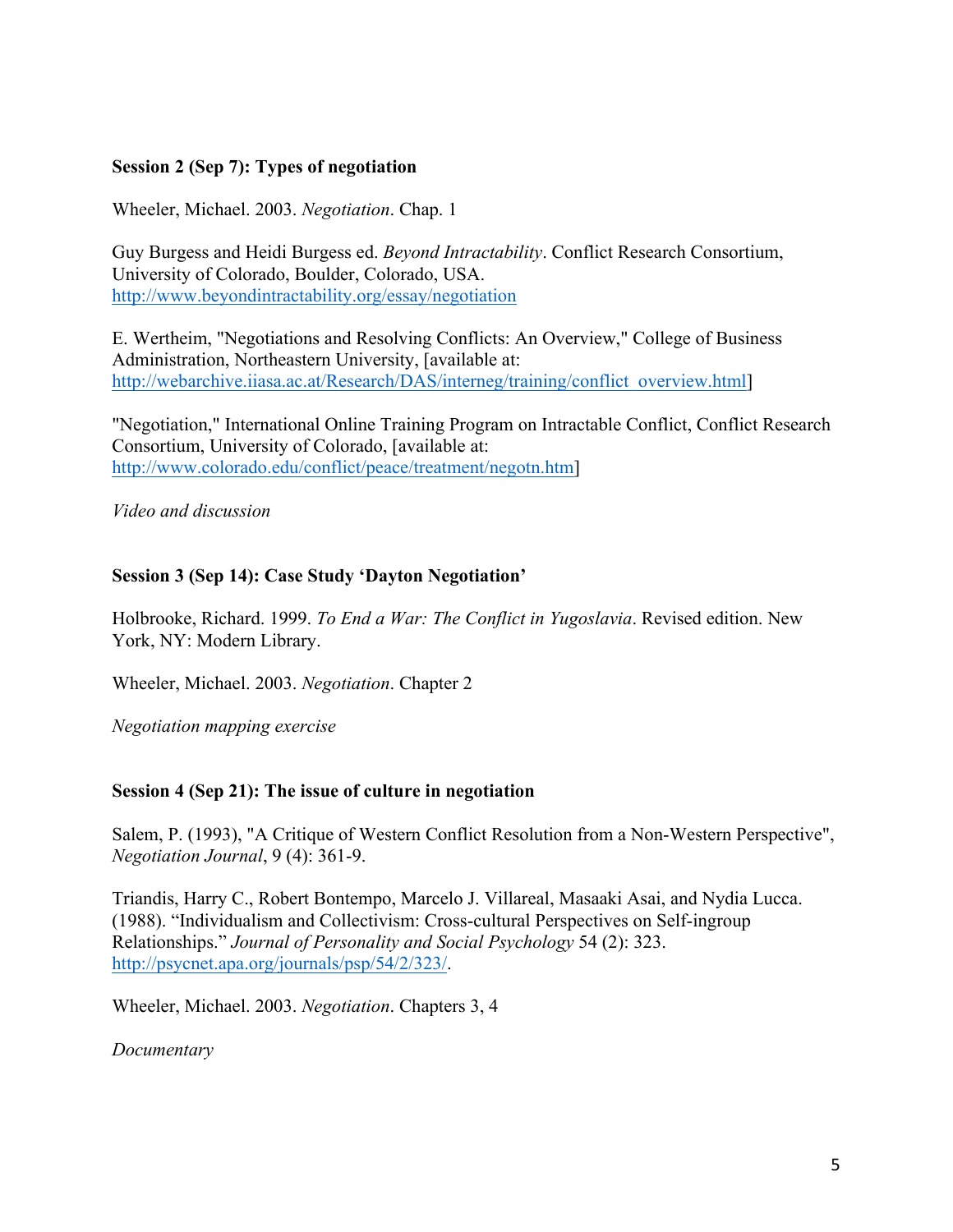**Session 2 (Sep 7): Types of negotiation**

Wheeler, Michael. 2003. *Negotiation*. Chap. 1

Guy Burgess and Heidi Burgess ed. *Beyond Intractability*. Conflict Research Consortium, University of Colorado, Boulder, Colorado, USA.
http://www.beyondintractability.org/essay/negotiation

E. Wertheim, "Negotiations and Resolving Conflicts: An Overview," College of Business Administration, Northeastern University, [available at: http://webarchive.iiasa.ac.at/Research/DAS/interneg/training/conflict_overview.html]

"Negotiation," International Online Training Program on Intractable Conflict, Conflict Research Consortium, University of Colorado, [available at: http://www.colorado.edu/conflict/peace/treatment/negotn.htm]

*Video and discussion*

**Session 3 (Sep 14): Case Study 'Dayton Negotiation'**

Holbrooke, Richard. 1999. *To End a War: The Conflict in Yugoslavia*. Revised edition. New York, NY: Modern Library.

Wheeler, Michael. 2003. *Negotiation*. Chapter 2

*Negotiation mapping exercise*

**Session 4 (Sep 21): The issue of culture in negotiation**

Salem, P. (1993), "A Critique of Western Conflict Resolution from a Non-Western Perspective", *Negotiation Journal*, 9 (4): 361-9.

Triandis, Harry C., Robert Bontempo, Marcelo J. Villareal, Masaaki Asai, and Nydia Lucca. (1988). "Individualism and Collectivism: Cross-cultural Perspectives on Self-ingroup Relationships." *Journal of Personality and Social Psychology* 54 (2): 323. http://psycnet.apa.org/journals/psp/54/2/323/.

Wheeler, Michael. 2003. *Negotiation*. Chapters 3, 4

*Documentary*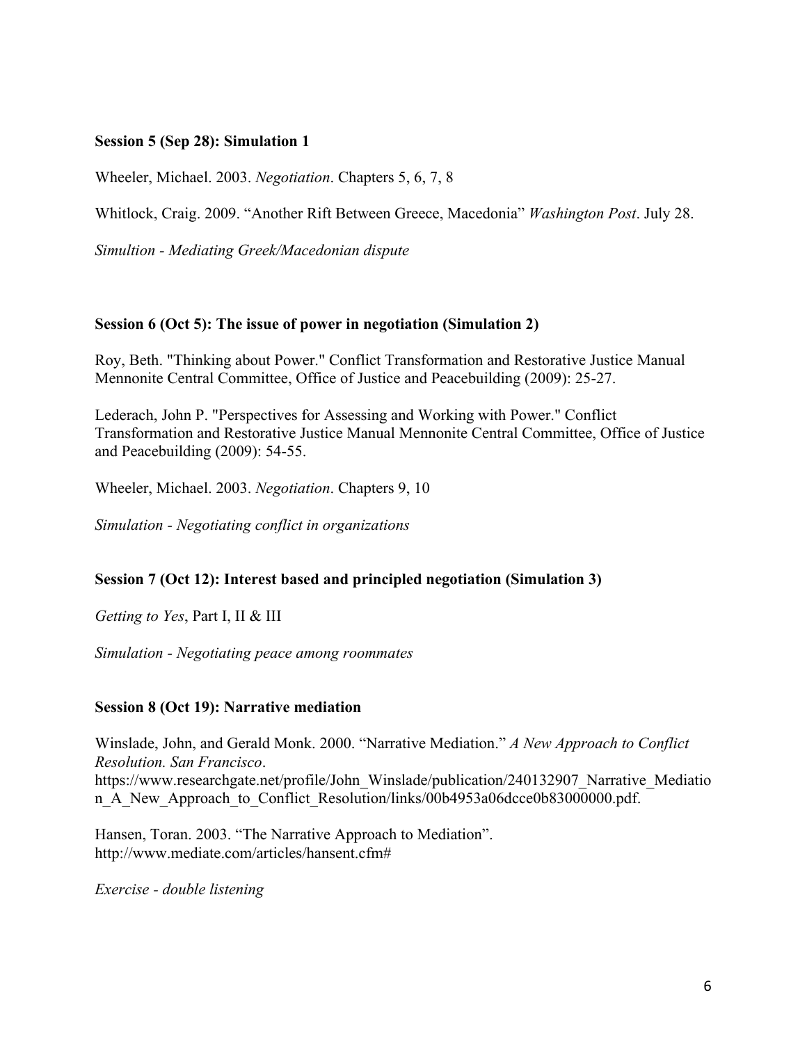**Session 5 (Sep 28): Simulation 1**

Wheeler, Michael. 2003. *Negotiation*. Chapters 5, 6, 7, 8

Whitlock, Craig. 2009. "Another Rift Between Greece, Macedonia" *Washington Post*. July 28.

*Simultion - Mediating Greek/Macedonian dispute*

**Session 6 (Oct 5): The issue of power in negotiation (Simulation 2)**

Roy, Beth. "Thinking about Power." Conflict Transformation and Restorative Justice Manual Mennonite Central Committee, Office of Justice and Peacebuilding (2009): 25-27.

Lederach, John P. "Perspectives for Assessing and Working with Power." Conflict Transformation and Restorative Justice Manual Mennonite Central Committee, Office of Justice and Peacebuilding (2009): 54-55.

Wheeler, Michael. 2003. *Negotiation*. Chapters 9, 10

*Simulation - Negotiating conflict in organizations*

**Session 7 (Oct 12): Interest based and principled negotiation (Simulation 3)**

*Getting to Yes*, Part I, II & III

*Simulation - Negotiating peace among roommates*

**Session 8 (Oct 19): Narrative mediation**

Winslade, John, and Gerald Monk. 2000. "Narrative Mediation." *A New Approach to Conflict Resolution. San Francisco*. https://www.researchgate.net/profile/John_Winslade/publication/240132907_Narrative_Mediation_A_New_Approach_to_Conflict_Resolution/links/00b4953a06dcce0b83000000.pdf.

Hansen, Toran. 2003. "The Narrative Approach to Mediation". http://www.mediate.com/articles/hansent.cfm#

*Exercise - double listening*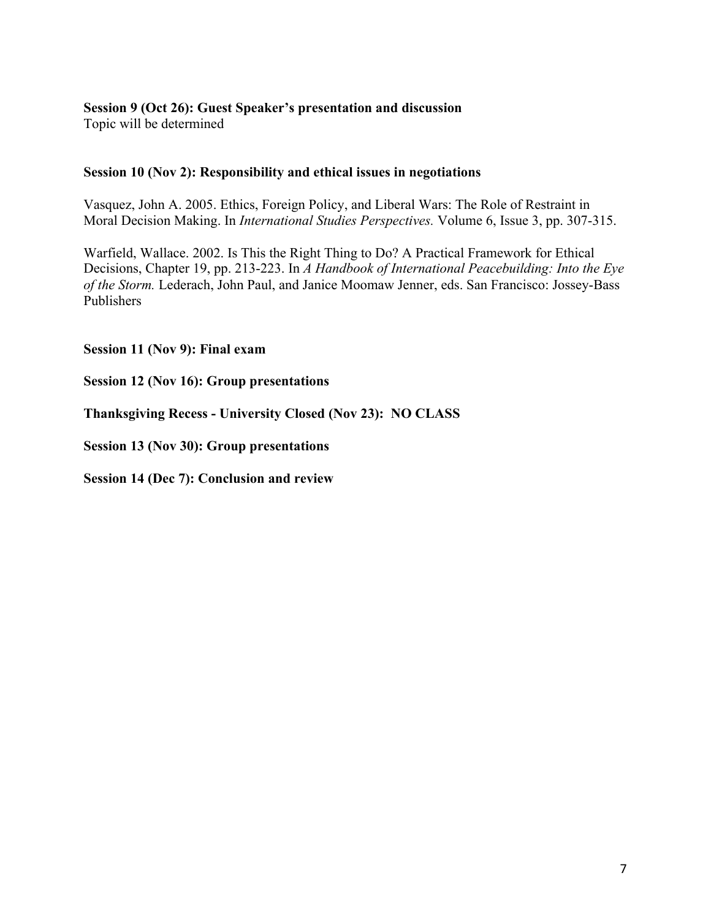**Session 9 (Oct 26): Guest Speaker's presentation and discussion**
Topic will be determined

**Session 10 (Nov 2): Responsibility and ethical issues in negotiations**

Vasquez, John A. 2005. Ethics, Foreign Policy, and Liberal Wars: The Role of Restraint in Moral Decision Making. In *International Studies Perspectives.* Volume 6, Issue 3, pp. 307-315.

Warfield, Wallace. 2002. Is This the Right Thing to Do? A Practical Framework for Ethical Decisions, Chapter 19, pp. 213-223. In *A Handbook of International Peacebuilding: Into the Eye of the Storm.* Lederach, John Paul, and Janice Moomaw Jenner, eds. San Francisco: Jossey-Bass Publishers

**Session 11 (Nov 9): Final exam**

**Session 12 (Nov 16): Group presentations**

**Thanksgiving Recess - University Closed (Nov 23): NO CLASS**

**Session 13 (Nov 30): Group presentations**

**Session 14 (Dec 7): Conclusion and review**